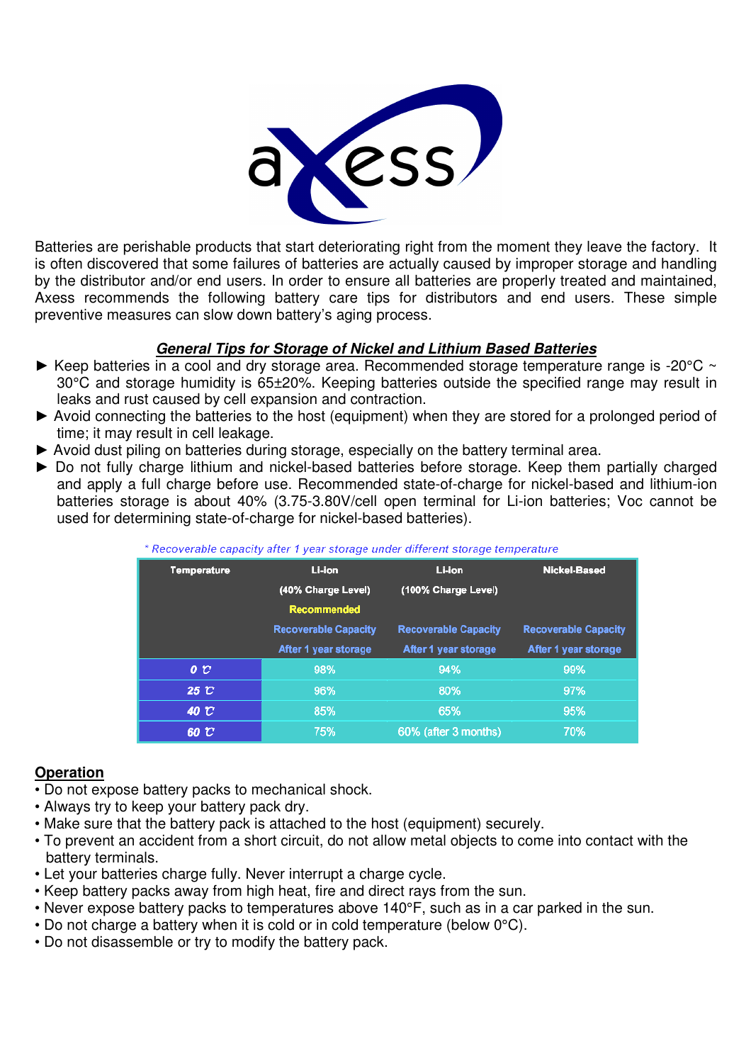Batteries are perishable products that start deteriorating right from the moment they leave the factory. It is often discovered that some failures of batteries are actually caused by improper storage and handling by the distributor and/or end users. In order to ensure all batteries are properly treated and maintained, Axess recommends the following battery care tips for distributors and end users. These simple preventive measures can slow down battery's aging process.

## ***General Tips for Storage of Nickel and Lithium Based Batteries***

- ► Keep batteries in a cool and dry storage area. Recommended storage temperature range is -20°C ~ 30°C and storage humidity is 65±20%. Keeping batteries outside the specified range may result in leaks and rust caused by cell expansion and contraction.
- ► Avoid connecting the batteries to the host (equipment) when they are stored for a prolonged period of time; it may result in cell leakage.
- ► Avoid dust piling on batteries during storage, especially on the battery terminal area.
- ► Do not fully charge lithium and nickel-based batteries before storage. Keep them partially charged and apply a full charge before use. Recommended state-of-charge for nickel-based and lithium-ion batteries storage is about 40% (3.75-3.80V/cell open terminal for Li-ion batteries; Voc cannot be used for determining state-of-charge for nickel-based batteries).

*\* Recoverable capacity after 1 year storage under different storage temperature*

| Temperature | Li-ion (40% Charge Level) Recommended Recoverable Capacity After 1 year storage | Li-ion (100% Charge Level) Recoverable Capacity After 1 year storage | Nickel-Based Recoverable Capacity After 1 year storage |
|---|---|---|---|
| 0 ℃ | 98% | 94% | 99% |
| 25 ℃ | 96% | 80% | 97% |
| 40 ℃ | 85% | 65% | 95% |
| 60 ℃ | 75% | 60% (after 3 months) | 70% |

## Operation

- Do not expose battery packs to mechanical shock.
- Always try to keep your battery pack dry.
- Make sure that the battery pack is attached to the host (equipment) securely.
- To prevent an accident from a short circuit, do not allow metal objects to come into contact with the battery terminals.
- Let your batteries charge fully. Never interrupt a charge cycle.
- Keep battery packs away from high heat, fire and direct rays from the sun.
- Never expose battery packs to temperatures above 140°F, such as in a car parked in the sun.
- Do not charge a battery when it is cold or in cold temperature (below 0°C).
- Do not disassemble or try to modify the battery pack.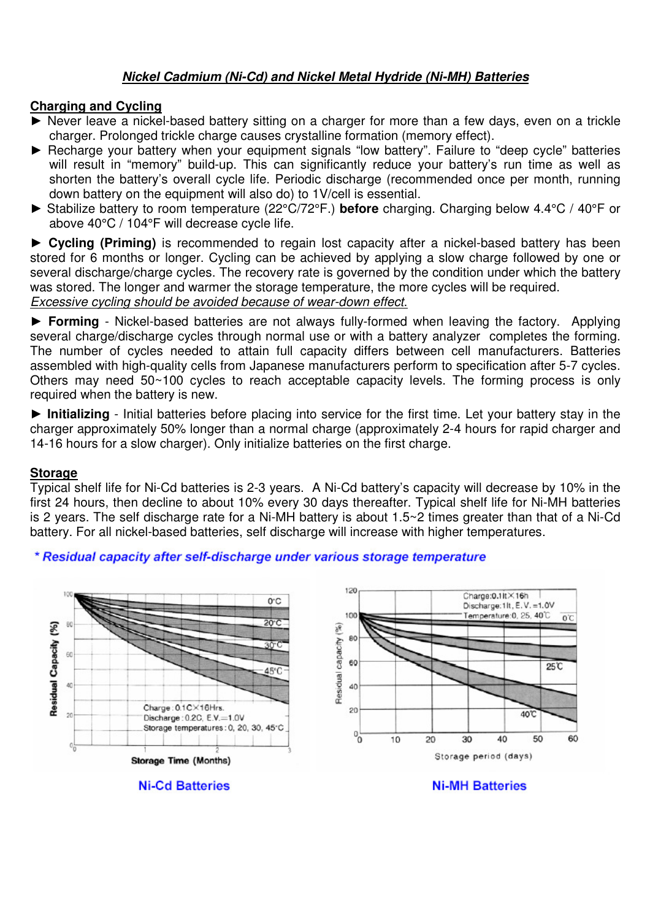## *Nickel Cadmium (Ni-Cd) and Nickel Metal Hydride (Ni-MH) Batteries*

### Charging and Cycling

- ► Never leave a nickel-based battery sitting on a charger for more than a few days, even on a trickle charger. Prolonged trickle charge causes crystalline formation (memory effect).
- ► Recharge your battery when your equipment signals "low battery". Failure to "deep cycle" batteries will result in "memory" build-up. This can significantly reduce your battery's run time as well as shorten the battery's overall cycle life. Periodic discharge (recommended once per month, running down battery on the equipment will also do) to 1V/cell is essential.
- ► Stabilize battery to room temperature (22°C/72°F.) **before** charging. Charging below 4.4°C / 40°F or above 40°C / 104°F will decrease cycle life.

► **Cycling (Priming)** is recommended to regain lost capacity after a nickel-based battery has been stored for 6 months or longer. Cycling can be achieved by applying a slow charge followed by one or several discharge/charge cycles. The recovery rate is governed by the condition under which the battery was stored. The longer and warmer the storage temperature, the more cycles will be required. *Excessive cycling should be avoided because of wear-down effect.*

► **Forming** - Nickel-based batteries are not always fully-formed when leaving the factory. Applying several charge/discharge cycles through normal use or with a battery analyzer completes the forming. The number of cycles needed to attain full capacity differs between cell manufacturers. Batteries assembled with high-quality cells from Japanese manufacturers perform to specification after 5-7 cycles. Others may need 50~100 cycles to reach acceptable capacity levels. The forming process is only required when the battery is new.

► **Initializing** - Initial batteries before placing into service for the first time. Let your battery stay in the charger approximately 50% longer than a normal charge (approximately 2-4 hours for rapid charger and 14-16 hours for a slow charger). Only initialize batteries on the first charge.

### Storage

Typical shelf life for Ni-Cd batteries is 2-3 years. A Ni-Cd battery's capacity will decrease by 10% in the first 24 hours, then decline to about 10% every 30 days thereafter. Typical shelf life for Ni-MH batteries is 2 years. The self discharge rate for a Ni-MH battery is about 1.5~2 times greater than that of a Ni-Cd battery. For all nickel-based batteries, self discharge will increase with higher temperatures.

*\* Residual capacity after self-discharge under various storage temperature*

Ni-Cd Batteries

Ni-MH Batteries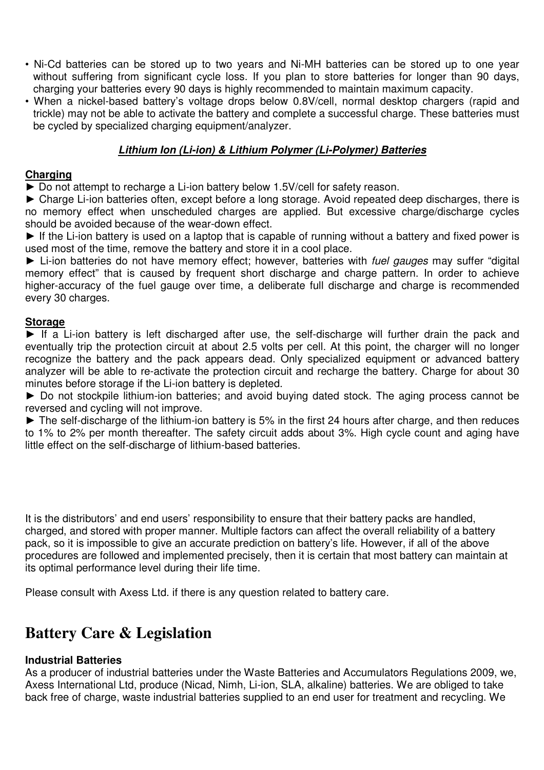- Ni-Cd batteries can be stored up to two years and Ni-MH batteries can be stored up to one year without suffering from significant cycle loss. If you plan to store batteries for longer than 90 days, charging your batteries every 90 days is highly recommended to maintain maximum capacity.
- When a nickel-based battery's voltage drops below 0.8V/cell, normal desktop chargers (rapid and trickle) may not be able to activate the battery and complete a successful charge. These batteries must be cycled by specialized charging equipment/analyzer.

### ***Lithium Ion (Li-ion) & Lithium Polymer (Li-Polymer) Batteries***

**Charging**

► Do not attempt to recharge a Li-ion battery below 1.5V/cell for safety reason.

► Charge Li-ion batteries often, except before a long storage. Avoid repeated deep discharges, there is no memory effect when unscheduled charges are applied. But excessive charge/discharge cycles should be avoided because of the wear-down effect.

► If the Li-ion battery is used on a laptop that is capable of running without a battery and fixed power is used most of the time, remove the battery and store it in a cool place.

► Li-ion batteries do not have memory effect; however, batteries with *fuel gauges* may suffer "digital memory effect" that is caused by frequent short discharge and charge pattern. In order to achieve higher-accuracy of the fuel gauge over time, a deliberate full discharge and charge is recommended every 30 charges.

**Storage**

► If a Li-ion battery is left discharged after use, the self-discharge will further drain the pack and eventually trip the protection circuit at about 2.5 volts per cell. At this point, the charger will no longer recognize the battery and the pack appears dead. Only specialized equipment or advanced battery analyzer will be able to re-activate the protection circuit and recharge the battery. Charge for about 30 minutes before storage if the Li-ion battery is depleted.

► Do not stockpile lithium-ion batteries; and avoid buying dated stock. The aging process cannot be reversed and cycling will not improve.

► The self-discharge of the lithium-ion battery is 5% in the first 24 hours after charge, and then reduces to 1% to 2% per month thereafter. The safety circuit adds about 3%. High cycle count and aging have little effect on the self-discharge of lithium-based batteries.

It is the distributors' and end users' responsibility to ensure that their battery packs are handled, charged, and stored with proper manner. Multiple factors can affect the overall reliability of a battery pack, so it is impossible to give an accurate prediction on battery's life. However, if all of the above procedures are followed and implemented precisely, then it is certain that most battery can maintain at its optimal performance level during their life time.

Please consult with Axess Ltd. if there is any question related to battery care.

# Battery Care & Legislation

**Industrial Batteries**

As a producer of industrial batteries under the Waste Batteries and Accumulators Regulations 2009, we, Axess International Ltd, produce (Nicad, Nimh, Li-ion, SLA, alkaline) batteries. We are obliged to take back free of charge, waste industrial batteries supplied to an end user for treatment and recycling. We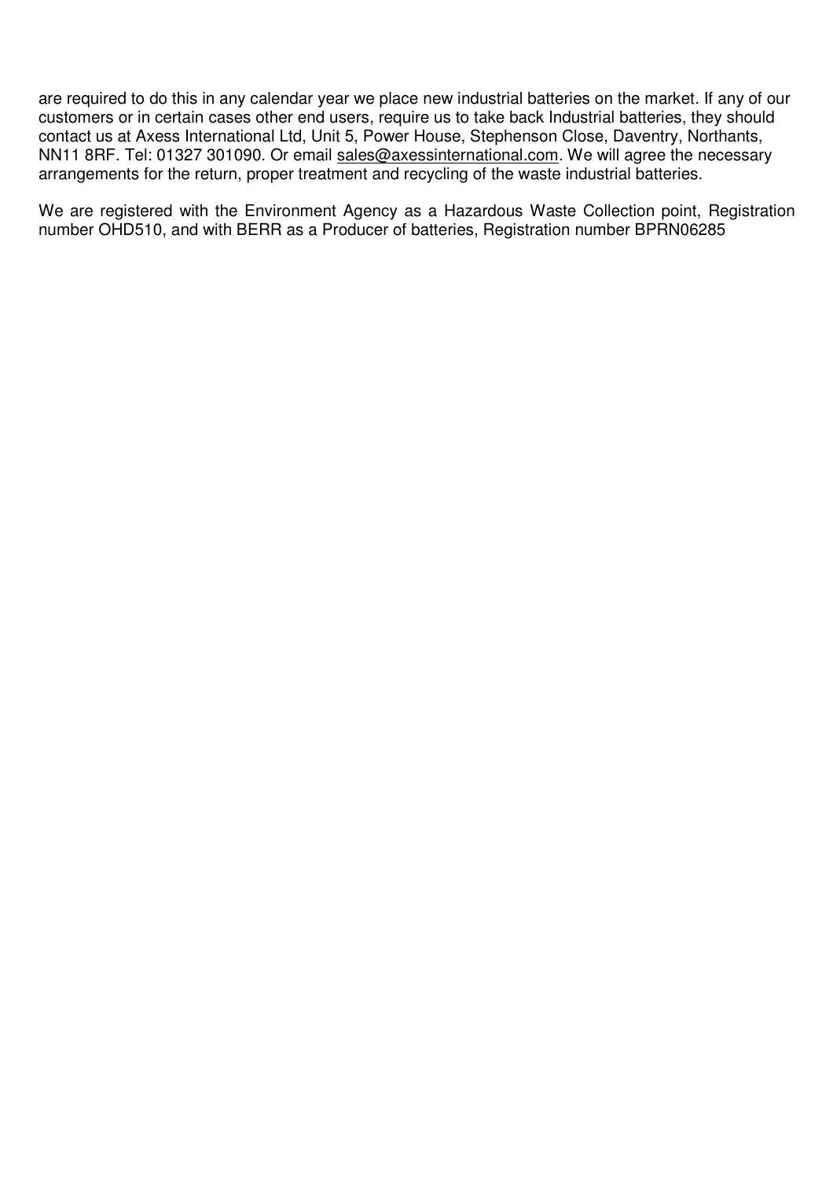are required to do this in any calendar year we place new industrial batteries on the market. If any of our customers or in certain cases other end users, require us to take back Industrial batteries, they should contact us at Axess International Ltd, Unit 5, Power House, Stephenson Close, Daventry, Northants, NN11 8RF. Tel: 01327 301090. Or email sales@axessinternational.com. We will agree the necessary arrangements for the return, proper treatment and recycling of the waste industrial batteries.

We are registered with the Environment Agency as a Hazardous Waste Collection point, Registration number OHD510, and with BERR as a Producer of batteries, Registration number BPRN06285